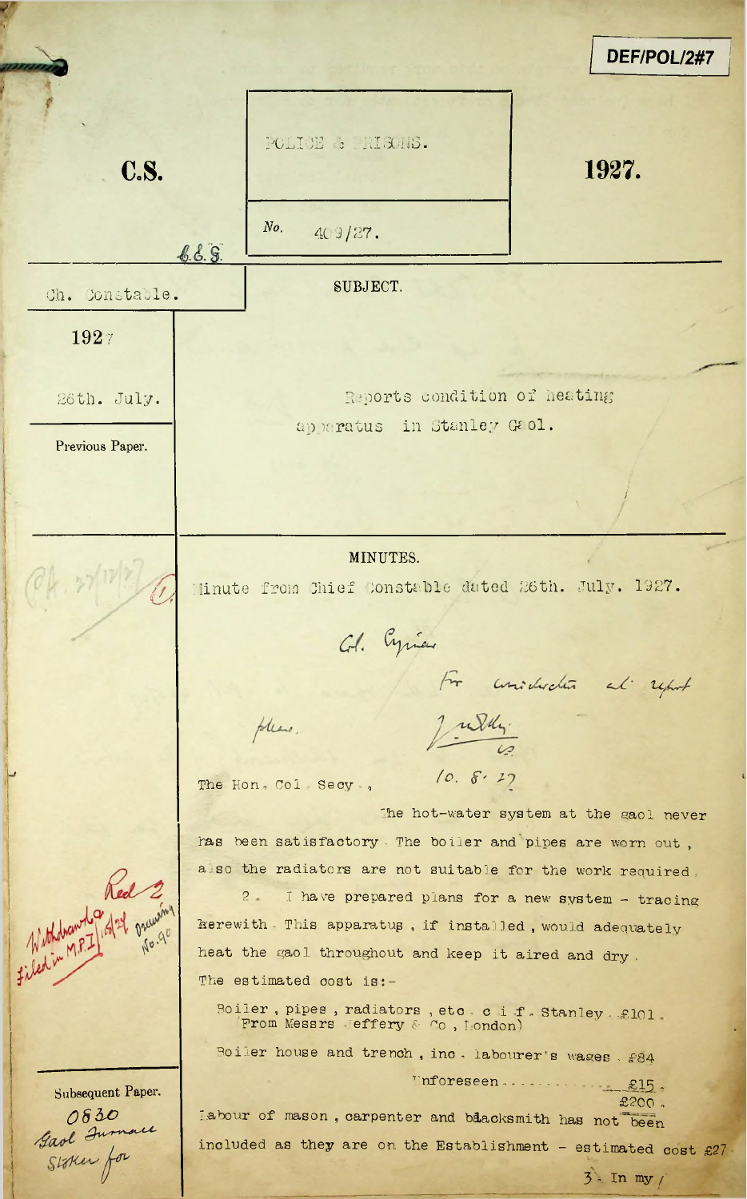DEF/POL/2#7

**C.S.** | POLICE & PRISONS. | **1927.**

No. 409/27.

C.C.S.

Ch. Constable.

1927

26th. July.

SUBJECT.

Reports condition of heating apparatus in Stanley Gaol.

Previous Paper.

MINUTES.

(1) Minute from Chief Constable dated 26th. July. 1927.

Col. Cyprian

For consideration & report

Please.

J. Middleton
C.S.
10. 8. 27

The Hon. Col. Secy.,

The hot-water system at the gaol never has been satisfactory. The boiler and pipes are worn out, also the radiators are not suitable for the work required.

2. I have prepared plans for a new system - tracing herewith. This apparatus, if installed, would adequately heat the gaol throughout and keep it aired and dry. The estimated cost is:-

Boiler, pipes, radiators, etc. c.i.f. Stanley. £101. (From Messrs. Jeffery & Co, London)

Boiler house and trench, inc. labourer's wages. £84

Unforeseen............ £15.

£200.

Labour of mason, carpenter and blacksmith has not been included as they are on the Establishment - estimated cost £27.

3. In my /

Red 2
Withdrawn 16/4/24 Drawing No. 90
Filed in M.P.I.

Subsequent Paper.
0830
Gaol Furnace
Stoker for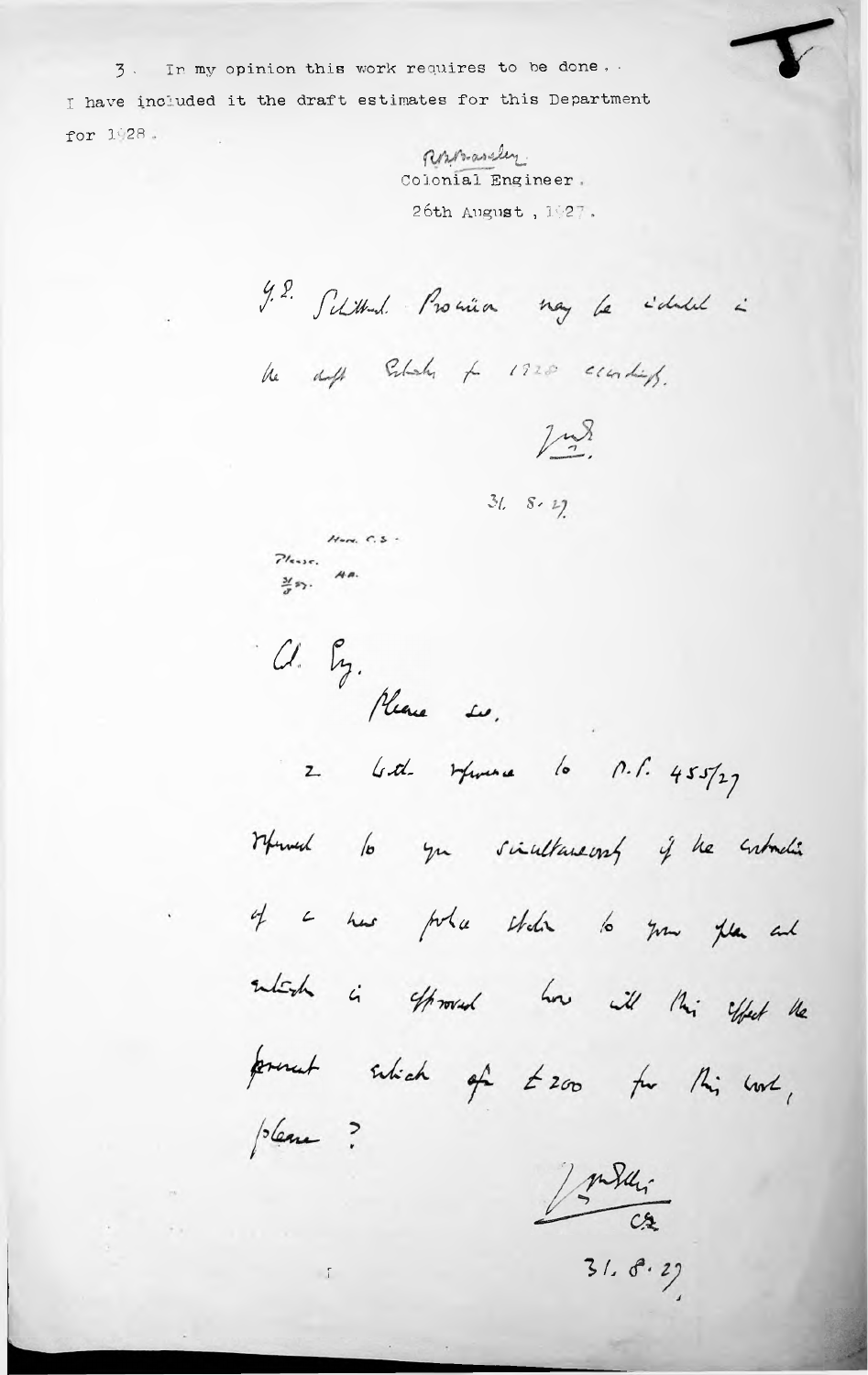3. In my opinion this work requires to be done. I have included it the draft estimates for this Department for 1928.

R.M. Barnsley
Colonial Engineer.
26th August, 1927.

Y.E. Sufficient Provision may be included in the draft Estimates for 1928 accordingly.

[signature]

31. 8. 27

Hon. C.S.
Please.
31/8/27. H.B.

Col. Eng.

Please see.

2. With reference to P.F. 455/27 referred to you simultaneously if the construction of a new police station to your plan and estimate is approved how will this effect the present estimate of £200 for this work, please?

[signature]
C.S.

31. 8. 27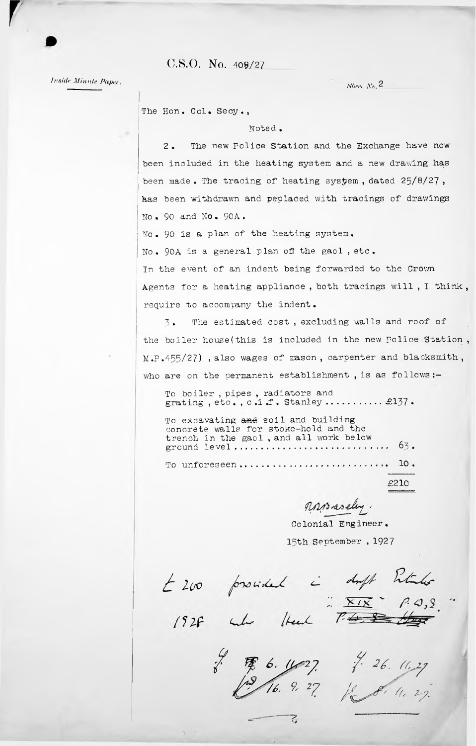C.S.O. No. 409/27

*Inside Minute Paper.*

Sheet No. 2

The Hon. Col. Secy.,

Noted.

2. The new Police Station and the Exchange have now been included in the heating system and a new drawing has been made. The tracing of heating system, dated 25/8/27, has been withdrawn and replaced with tracings of drawings No. 90 and No. 90A.

No. 90 is a plan of the heating system.

No. 90A is a general plan of the gaol, etc.

In the event of an indent being forwarded to the Crown Agents for a heating appliance, both tracings will, I think, require to accompany the indent.

3. The estimated cost, excluding walls and roof of the boiler house (this is included in the new Police Station, M.P.455/27), also wages of mason, carpenter and blacksmith, who are on the permanent establishment, is as follows:-

| | |
|---|---|
| To boiler, pipes, radiators and grating, etc., c.i.f. Stanley | £137. |
| To excavating ~~and~~ soil and building concrete walls for stoke-hold and the trench in the gaol, and all work below ground level | 63. |
| To unforeseen | 10. |
| | £210 |

R.R. Baseley.
Colonial Engineer.
15th September, 1927

£200 provided in draft Estimates 1928 under Head XIX " P.W.8."

16. 9. 27 6. 11. 27 26. 11. 27 8. 11. 27.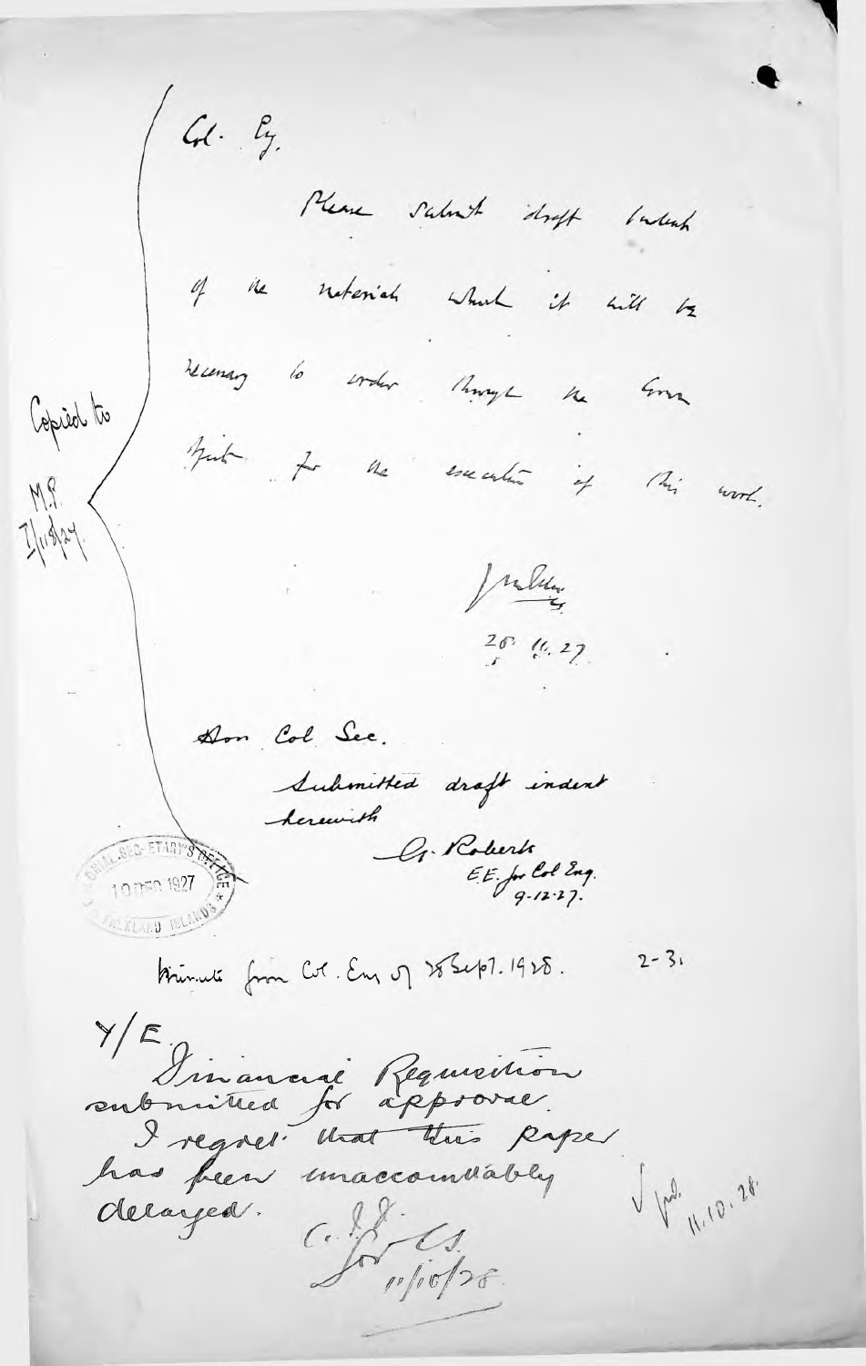Col. Eng.

Please submit draft Indent of the materials which it will be necessary to order through the Crown Agents for the execution of this work.

J.M.Ellis
28.11.27

Copied to M.P. 7/12/27.

Hon Col Sec.

Submitted draft indent herewith

G. Roberts
E.E. for Col Eng.
9-12-27.

COLONIAL SECRETARY'S OFFICE 10 DEC 1927 FALKLAND ISLANDS

Minute from Col. Eng of 28 Sept. 1928. 2-3.

Y/E.

Financial Requisition submitted for approval.

I regret that this paper has been unaccountably delayed.

C. J. J.
for C.S.
11/10/28.

J.M. 11.10.28.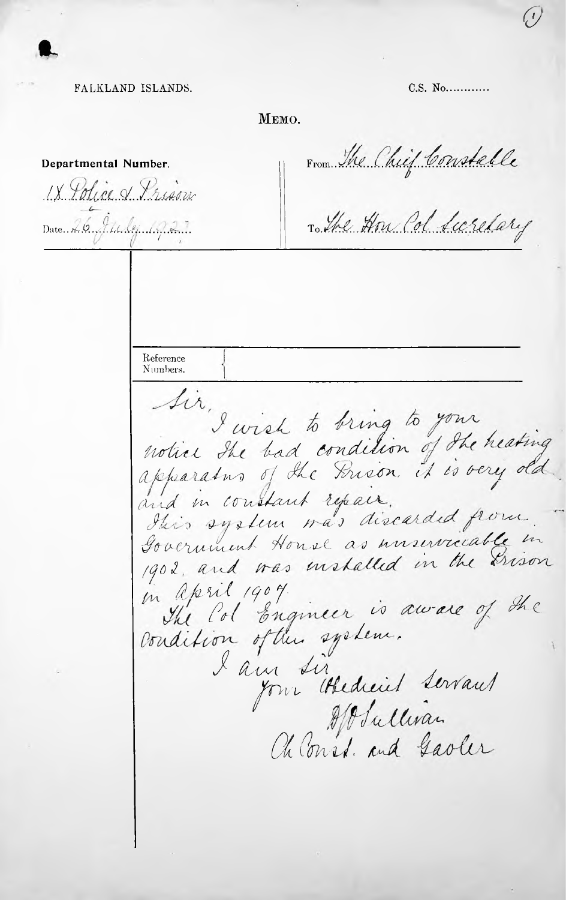FALKLAND ISLANDS.

C.S. No............

**MEMO.**

**Departmental Number.** 1X Police & Prison

Date 26 July 1927

From The Chief Constable

To The Hon Col Secretary

Reference Numbers.

Sir,

I wish to bring to your notice the bad condition of the heating apparatus of the Prison. it is very old and in constant repair.

This system was discarded from Government House as unserviceable in 1902, and was installed in the Prison in April 1907.

The Col Engineer is aware of the condition of this system.

I am Sir
Your Obedient Servant
D O'Sullivan
Ch Const. and Gaoler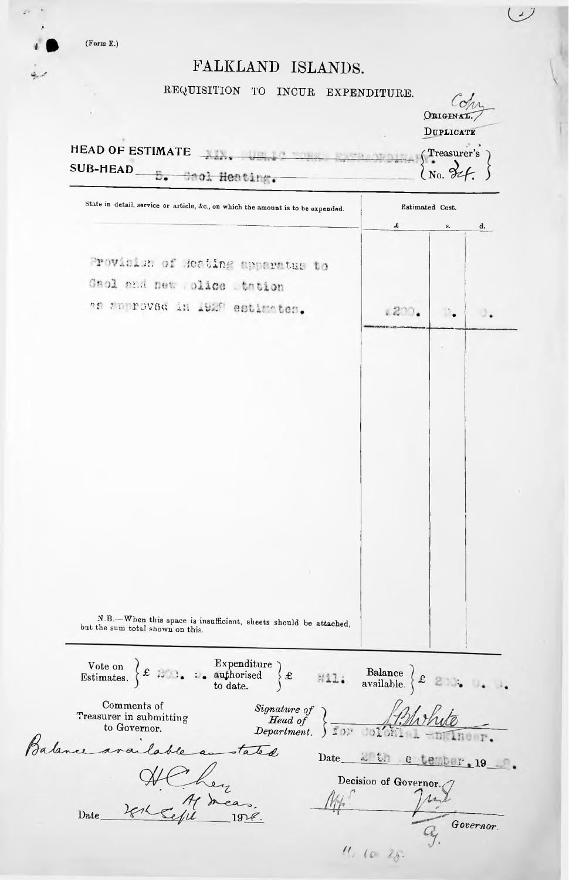(Form E.)

# FALKLAND ISLANDS.

## REQUISITION TO INCUR EXPENDITURE.

Copy
ORIGINAL.
DUPLICATE

HEAD OF ESTIMATE XIX. PUBLIC WORKS EXTRAORDINARY. (Treasurer's No. 34.)

SUB-HEAD 5. Gaol Heating.

| State in detail, service or article, &c., on which the amount is to be expended. | Estimated Cost. £ | s. | d. |
|---|---|---|---|
| Provision of Heating apparatus to Gaol and new Police Station as approved in 1928 estimates. | 200. | 0. | 0. |

N.B.—When this space is insufficient, sheets should be attached, but the sum total shown on this.

Vote on Estimates. £ 200. 0. 0. Expenditure authorised to date. £ Nil. Balance available. £ 200. 0. 0.

Comments of Treasurer in submitting to Governor.

Balance available as stated

H C [signature]
Ag Treas.

Date 28th Sept 1928.

Signature of Head of Department. [signature] for Colonial Engineer.

Date 28th September, 1928.

Decision of Governor.

Appd

[signature] Governor.

G.

11. 10. 28.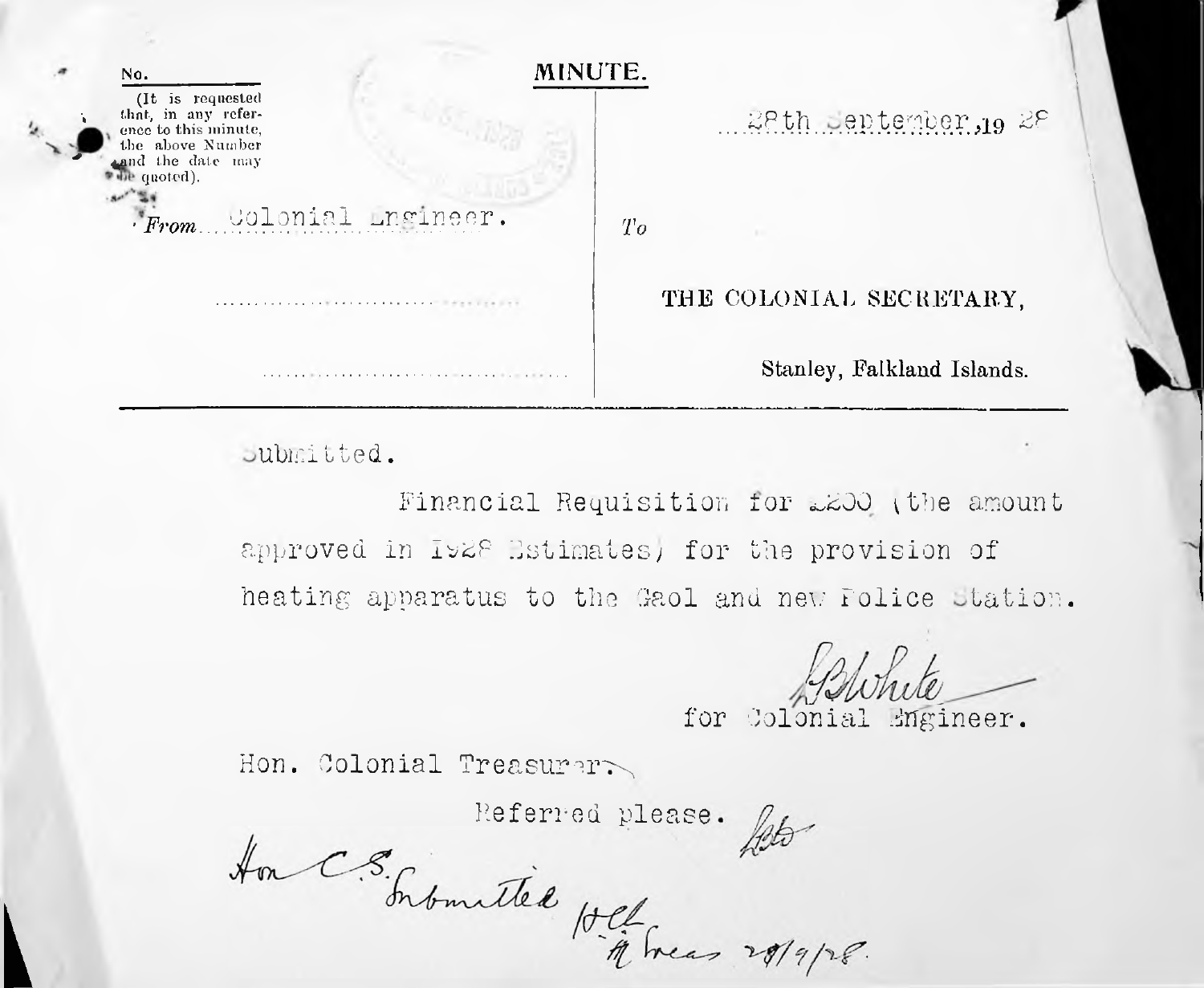No.

(It is requested that, in any reference to this minute, the above Number and the date may be quoted).

# MINUTE.

28th September, 1928

*From* Colonial Engineer.

*To*

THE COLONIAL SECRETARY,

Stanley, Falkland Islands.

---

Submitted.

Financial Requisition for £200 (the amount approved in 1928 Estimates) for the provision of heating apparatus to the Gaol and new Police Station.

G.B. White
for Colonial Engineer.

Hon. Colonial Treasurer.

Referred please.

Hon. C.S.
Submitted
H.C.
Ag. Treas. 29/9/28.